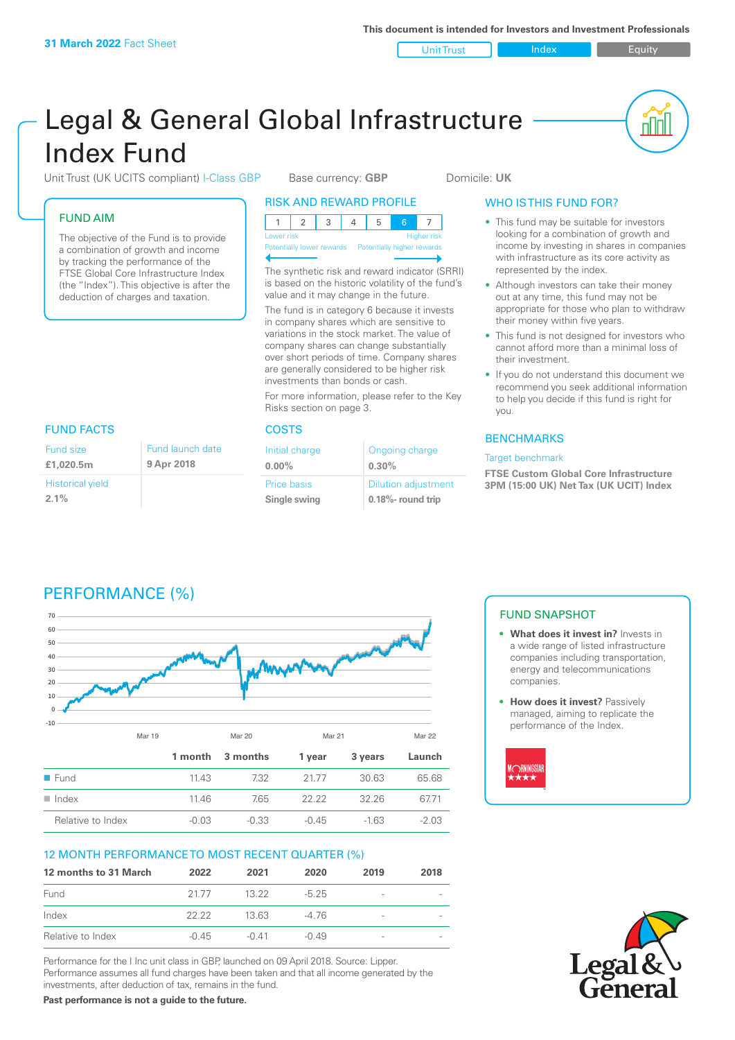**31 March 2022** Fact Sheet

This document is intended for Investors and Investment Professionals

Unit Trust | Index | Equity

# Legal & General Global Infrastructure Index Fund

Unit Trust (UK UCITS compliant) I-Class GBP | Base currency: **GBP** | Domicile: **UK**

## FUND AIM

The objective of the Fund is to provide a combination of growth and income by tracking the performance of the FTSE Global Core Infrastructure Index (the "Index"). This objective is after the deduction of charges and taxation.

## RISK AND REWARD PROFILE

| 1 | 2 | 3 | 4 | 5 | 6 | 7 |
|---|---|---|---|---|---|---|

Lower risk — Higher risk
Potentially lower rewards — Potentially higher rewards

The synthetic risk and reward indicator (SRRI) is based on the historic volatility of the fund's value and it may change in the future.

The fund is in category 6 because it invests in company shares which are sensitive to variations in the stock market. The value of company shares can change substantially over short periods of time. Company shares are generally considered to be higher risk investments than bonds or cash.

For more information, please refer to the Key Risks section on page 3.

## WHO IS THIS FUND FOR?

- This fund may be suitable for investors looking for a combination of growth and income by investing in shares in companies with infrastructure as its core activity as represented by the index.
- Although investors can take their money out at any time, this fund may not be appropriate for those who plan to withdraw their money within five years.
- This fund is not designed for investors who cannot afford more than a minimal loss of their investment.
- If you do not understand this document we recommend you seek additional information to help you decide if this fund is right for you.

## FUND FACTS

| Fund size | Fund launch date |
|---|---|
| **£1,020.5m** | **9 Apr 2018** |
| Historical yield | |
| **2.1%** | |

## COSTS

| Initial charge | Ongoing charge |
|---|---|
| **0.00%** | **0.30%** |
| Price basis | Dilution adjustment |
| **Single swing** | **0.18%- round trip** |

## BENCHMARKS

Target benchmark

**FTSE Custom Global Core Infrastructure 3PM (15:00 UK) Net Tax (UK UCIT) Index**

## PERFORMANCE (%)

| | 1 month | 3 months | 1 year | 3 years | Launch |
|---|---|---|---|---|---|
| Fund | 11.43 | 7.32 | 21.77 | 30.63 | 65.68 |
| Index | 11.46 | 7.65 | 22.22 | 32.26 | 67.71 |
| Relative to Index | -0.03 | -0.33 | -0.45 | -1.63 | -2.03 |

## 12 MONTH PERFORMANCE TO MOST RECENT QUARTER (%)

| 12 months to 31 March | 2022 | 2021 | 2020 | 2019 | 2018 |
|---|---|---|---|---|---|
| Fund | 21.77 | 13.22 | -5.25 | - | - |
| Index | 22.22 | 13.63 | -4.76 | - | - |
| Relative to Index | -0.45 | -0.41 | -0.49 | - | - |

Performance for the I Inc unit class in GBP, launched on 09 April 2018. Source: Lipper. Performance assumes all fund charges have been taken and that all income generated by the investments, after deduction of tax, remains in the fund.

**Past performance is not a guide to the future.**

## FUND SNAPSHOT

- **What does it invest in?** Invests in a wide range of listed infrastructure companies including transportation, energy and telecommunications companies.
- **How does it invest?** Passively managed, aiming to replicate the performance of the Index.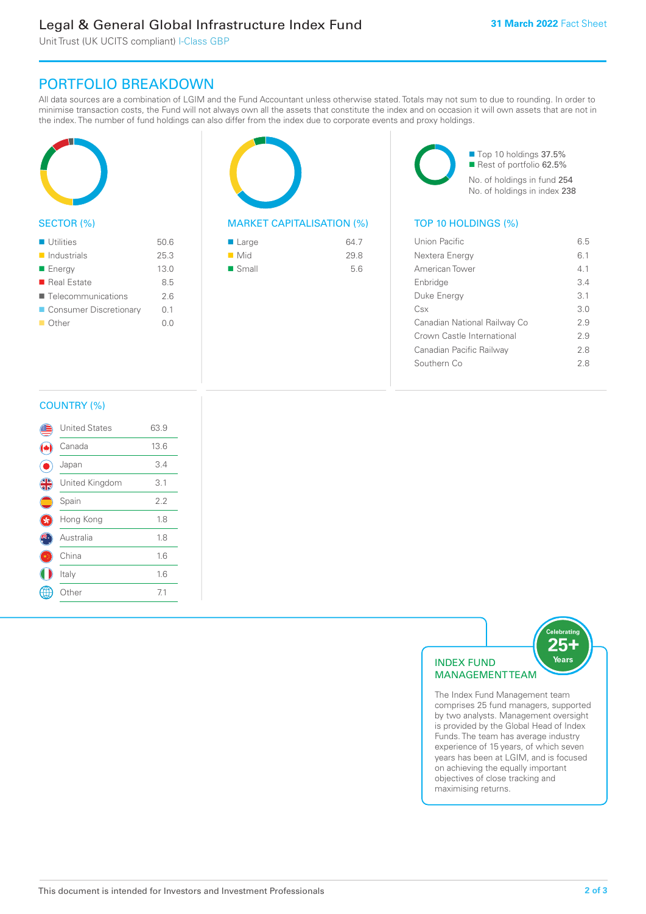# Legal & General Global Infrastructure Index Fund

Unit Trust (UK UCITS compliant) I-Class GBP

**31 March 2022** Fact Sheet

## PORTFOLIO BREAKDOWN

All data sources are a combination of LGIM and the Fund Accountant unless otherwise stated. Totals may not sum to due to rounding. In order to minimise transaction costs, the Fund will not always own all the assets that constitute the index and on occasion it will own assets that are not in the index. The number of fund holdings can also differ from the index due to corporate events and proxy holdings.

### SECTOR (%)

| Sector | % |
|---|---|
| Utilities | 50.6 |
| Industrials | 25.3 |
| Energy | 13.0 |
| Real Estate | 8.5 |
| Telecommunications | 2.6 |
| Consumer Discretionary | 0.1 |
| Other | 0.0 |

### MARKET CAPITALISATION (%)

| Market Cap | % |
|---|---|
| Large | 64.7 |
| Mid | 29.8 |
| Small | 5.6 |

- Top 10 holdings 37.5%
- Rest of portfolio 62.5%

No. of holdings in fund 254

No. of holdings in index 238

### TOP 10 HOLDINGS (%)

| Holding | % |
|---|---|
| Union Pacific | 6.5 |
| Nextera Energy | 6.1 |
| American Tower | 4.1 |
| Enbridge | 3.4 |
| Duke Energy | 3.1 |
| Csx | 3.0 |
| Canadian National Railway Co | 2.9 |
| Crown Castle International | 2.9 |
| Canadian Pacific Railway | 2.8 |
| Southern Co | 2.8 |

### COUNTRY (%)

| Country | % |
|---|---|
| United States | 63.9 |
| Canada | 13.6 |
| Japan | 3.4 |
| United Kingdom | 3.1 |
| Spain | 2.2 |
| Hong Kong | 1.8 |
| Australia | 1.8 |
| China | 1.6 |
| Italy | 1.6 |
| Other | 7.1 |

### INDEX FUND MANAGEMENT TEAM

Celebrating 25+ Years

The Index Fund Management team comprises 25 fund managers, supported by two analysts. Management oversight is provided by the Global Head of Index Funds. The team has average industry experience of 15 years, of which seven years has been at LGIM, and is focused on achieving the equally important objectives of close tracking and maximising returns.

This document is intended for Investors and Investment Professionals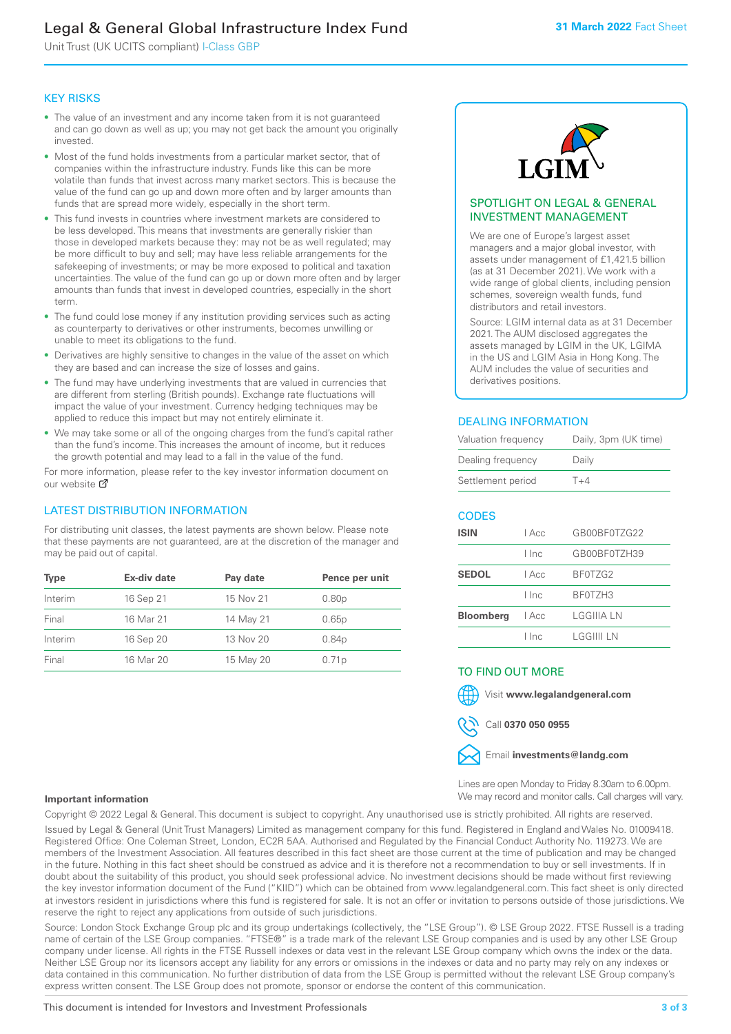# Legal & General Global Infrastructure Index Fund

Unit Trust (UK UCITS compliant) I-Class GBP

31 March 2022 Fact Sheet

## KEY RISKS

- The value of an investment and any income taken from it is not guaranteed and can go down as well as up; you may not get back the amount you originally invested.
- Most of the fund holds investments from a particular market sector, that of companies within the infrastructure industry. Funds like this can be more volatile than funds that invest across many market sectors. This is because the value of the fund can go up and down more often and by larger amounts than funds that are spread more widely, especially in the short term.
- This fund invests in countries where investment markets are considered to be less developed. This means that investments are generally riskier than those in developed markets because they: may not be as well regulated; may be more difficult to buy and sell; may have less reliable arrangements for the safekeeping of investments; or may be more exposed to political and taxation uncertainties. The value of the fund can go up or down more often and by larger amounts than funds that invest in developed countries, especially in the short term.
- The fund could lose money if any institution providing services such as acting as counterparty to derivatives or other instruments, becomes unwilling or unable to meet its obligations to the fund.
- Derivatives are highly sensitive to changes in the value of the asset on which they are based and can increase the size of losses and gains.
- The fund may have underlying investments that are valued in currencies that are different from sterling (British pounds). Exchange rate fluctuations will impact the value of your investment. Currency hedging techniques may be applied to reduce this impact but may not entirely eliminate it.
- We may take some or all of the ongoing charges from the fund's capital rather than the fund's income. This increases the amount of income, but it reduces the growth potential and may lead to a fall in the value of the fund.

For more information, please refer to the key investor information document on our website

## LATEST DISTRIBUTION INFORMATION

For distributing unit classes, the latest payments are shown below. Please note that these payments are not guaranteed, are at the discretion of the manager and may be paid out of capital.

| Type | Ex-div date | Pay date | Pence per unit |
|---|---|---|---|
| Interim | 16 Sep 21 | 15 Nov 21 | 0.80p |
| Final | 16 Mar 21 | 14 May 21 | 0.65p |
| Interim | 16 Sep 20 | 13 Nov 20 | 0.84p |
| Final | 16 Mar 20 | 15 May 20 | 0.71p |

## SPOTLIGHT ON LEGAL & GENERAL INVESTMENT MANAGEMENT

We are one of Europe's largest asset managers and a major global investor, with assets under management of £1,421.5 billion (as at 31 December 2021). We work with a wide range of global clients, including pension schemes, sovereign wealth funds, fund distributors and retail investors.

Source: LGIM internal data as at 31 December 2021. The AUM disclosed aggregates the assets managed by LGIM in the UK, LGIMA in the US and LGIM Asia in Hong Kong. The AUM includes the value of securities and derivatives positions.

## DEALING INFORMATION

| | |
|---|---|
| Valuation frequency | Daily, 3pm (UK time) |
| Dealing frequency | Daily |
| Settlement period | T+4 |

## CODES

| | | |
|---|---|---|
| **ISIN** | I Acc | GB00BF0TZG22 |
| | I Inc | GB00BF0TZH39 |
| **SEDOL** | I Acc | BF0TZG2 |
| | I Inc | BF0TZH3 |
| **Bloomberg** | I Acc | LGGIIIA LN |
| | I Inc | LGGIIII LN |

## TO FIND OUT MORE

Visit **www.legalandgeneral.com**

Call **0370 050 0955**

Email **investments@landg.com**

Lines are open Monday to Friday 8.30am to 6.00pm. We may record and monitor calls. Call charges will vary.

**Important information**

Copyright © 2022 Legal & General. This document is subject to copyright. Any unauthorised use is strictly prohibited. All rights are reserved.

Issued by Legal & General (Unit Trust Managers) Limited as management company for this fund. Registered in England and Wales No. 01009418. Registered Office: One Coleman Street, London, EC2R 5AA. Authorised and Regulated by the Financial Conduct Authority No. 119273. We are members of the Investment Association. All features described in this fact sheet are those current at the time of publication and may be changed in the future. Nothing in this fact sheet should be construed as advice and it is therefore not a recommendation to buy or sell investments. If in doubt about the suitability of this product, you should seek professional advice. No investment decisions should be made without first reviewing the key investor information document of the Fund ("KIID") which can be obtained from www.legalandgeneral.com. This fact sheet is only directed at investors resident in jurisdictions where this fund is registered for sale. It is not an offer or invitation to persons outside of those jurisdictions. We reserve the right to reject any applications from outside of such jurisdictions.

Source: London Stock Exchange Group plc and its group undertakings (collectively, the "LSE Group"). © LSE Group 2022. FTSE Russell is a trading name of certain of the LSE Group companies. "FTSE®" is a trade mark of the relevant LSE Group companies and is used by any other LSE Group company under license. All rights in the FTSE Russell indexes or data vest in the relevant LSE Group company which owns the index or the data. Neither LSE Group nor its licensors accept any liability for any errors or omissions in the indexes or data and no party may rely on any indexes or data contained in this communication. No further distribution of data from the LSE Group is permitted without the relevant LSE Group company's express written consent. The LSE Group does not promote, sponsor or endorse the content of this communication.

This document is intended for Investors and Investment Professionals